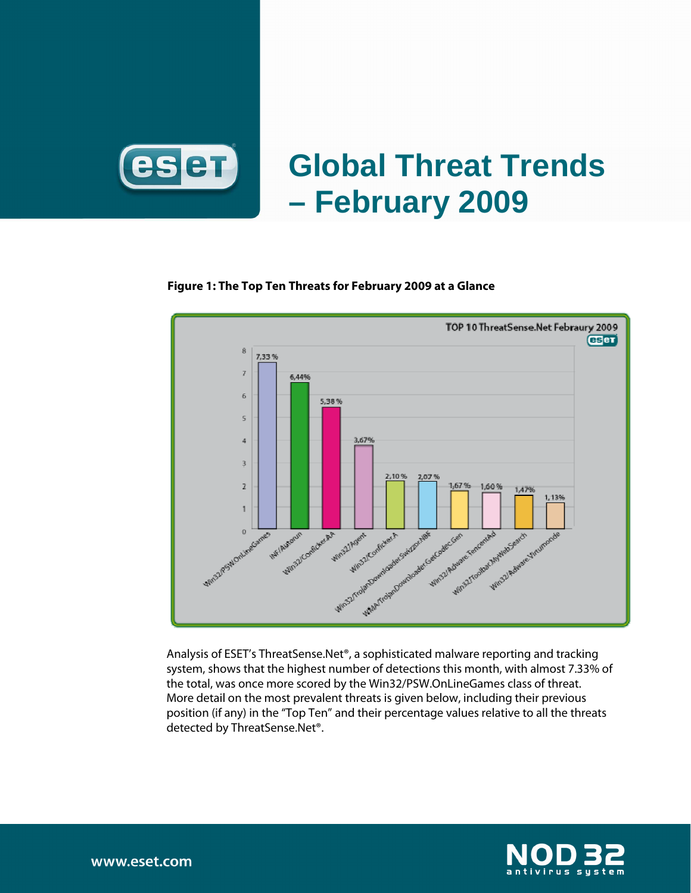# Global Threat Trends – February 2009

**Figure 1: The Top Ten Threats for February 2009 at a Glance**

Analysis of ESET's ThreatSense.Net®, a sophisticated malware reporting and tracking system, shows that the highest number of detections this month, with almost 7.33% of the total, was once more scored by the Win32/PSW.OnLineGames class of threat. More detail on the most prevalent threats is given below, including their previous position (if any) in the "Top Ten" and their percentage values relative to all the threats detected by ThreatSense.Net®.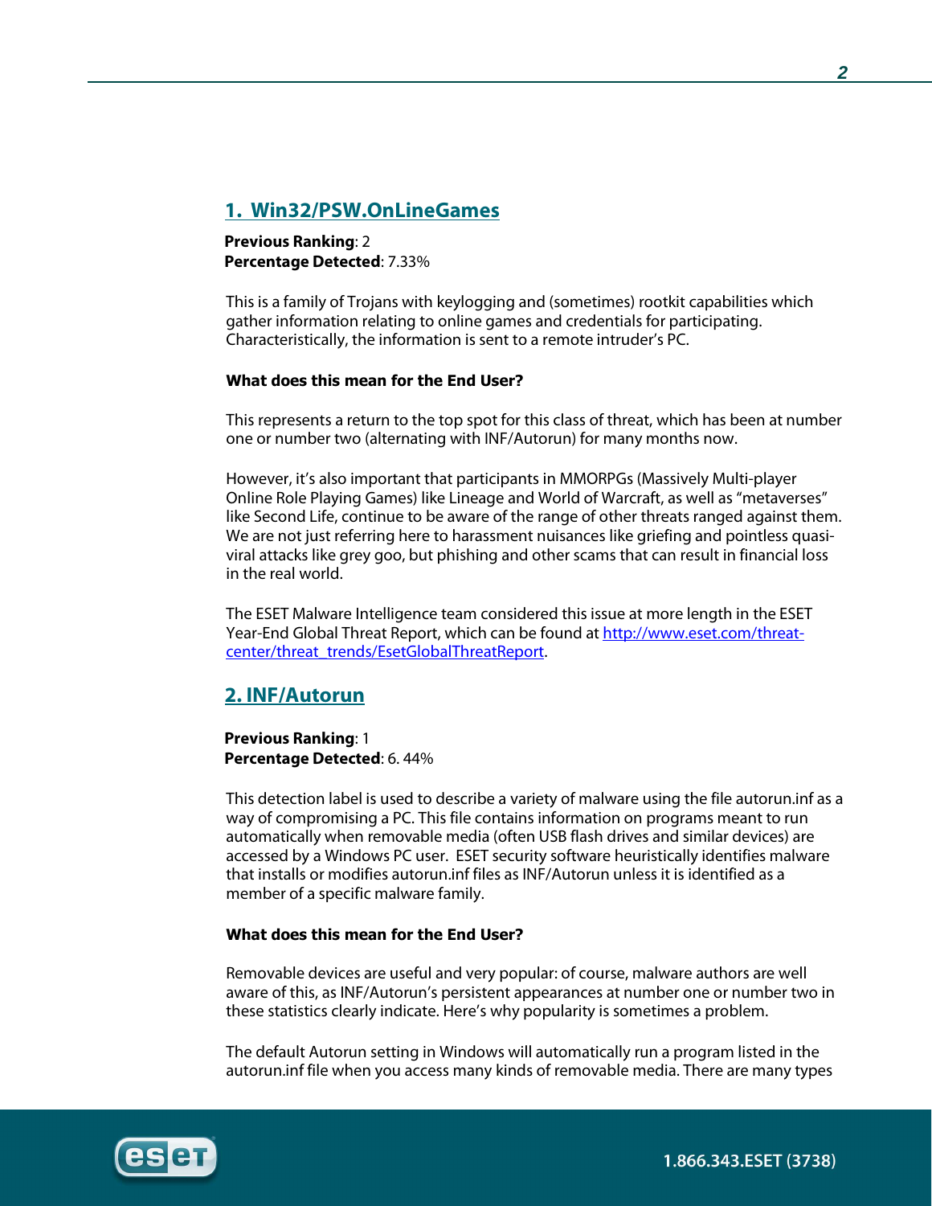## 1. Win32/PSW.OnLineGames

**Previous Ranking**: 2
**Percentage Detected**: 7.33%

This is a family of Trojans with keylogging and (sometimes) rootkit capabilities which gather information relating to online games and credentials for participating. Characteristically, the information is sent to a remote intruder's PC.

**What does this mean for the End User?**

This represents a return to the top spot for this class of threat, which has been at number one or number two (alternating with INF/Autorun) for many months now.

However, it's also important that participants in MMORPGs (Massively Multi-player Online Role Playing Games) like Lineage and World of Warcraft, as well as "metaverses" like Second Life, continue to be aware of the range of other threats ranged against them. We are not just referring here to harassment nuisances like griefing and pointless quasi-viral attacks like grey goo, but phishing and other scams that can result in financial loss in the real world.

The ESET Malware Intelligence team considered this issue at more length in the ESET Year-End Global Threat Report, which can be found at [http://www.eset.com/threat-center/threat_trends/EsetGlobalThreatReport](http://www.eset.com/threat-center/threat_trends/EsetGlobalThreatReport).

## 2. INF/Autorun

**Previous Ranking**: 1
**Percentage Detected**: 6. 44%

This detection label is used to describe a variety of malware using the file autorun.inf as a way of compromising a PC. This file contains information on programs meant to run automatically when removable media (often USB flash drives and similar devices) are accessed by a Windows PC user. ESET security software heuristically identifies malware that installs or modifies autorun.inf files as INF/Autorun unless it is identified as a member of a specific malware family.

**What does this mean for the End User?**

Removable devices are useful and very popular: of course, malware authors are well aware of this, as INF/Autorun's persistent appearances at number one or number two in these statistics clearly indicate. Here's why popularity is sometimes a problem.

The default Autorun setting in Windows will automatically run a program listed in the autorun.inf file when you access many kinds of removable media. There are many types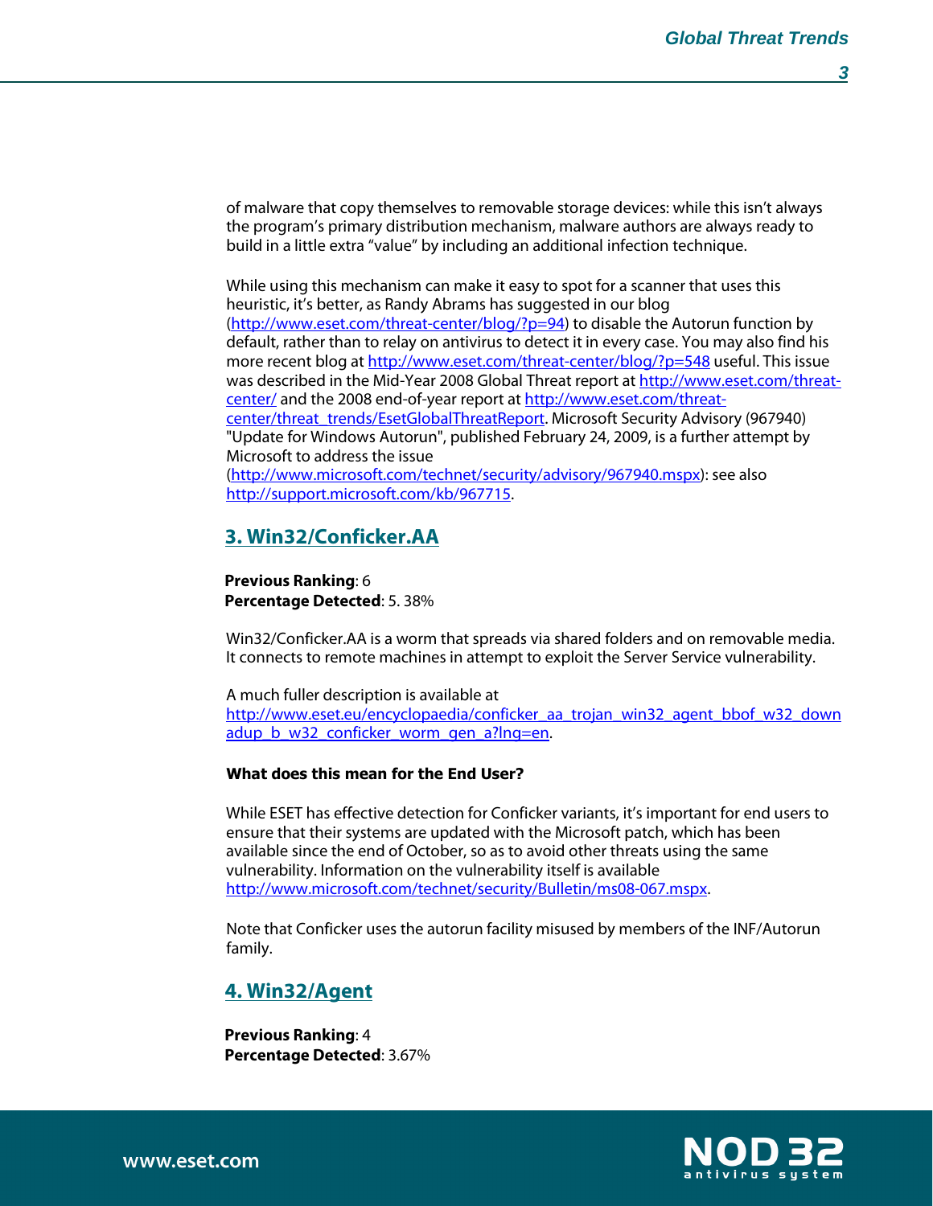of malware that copy themselves to removable storage devices: while this isn't always the program's primary distribution mechanism, malware authors are always ready to build in a little extra "value" by including an additional infection technique.

While using this mechanism can make it easy to spot for a scanner that uses this heuristic, it's better, as Randy Abrams has suggested in our blog (http://www.eset.com/threat-center/blog/?p=94) to disable the Autorun function by default, rather than to relay on antivirus to detect it in every case. You may also find his more recent blog at http://www.eset.com/threat-center/blog/?p=548 useful. This issue was described in the Mid-Year 2008 Global Threat report at http://www.eset.com/threat-center/ and the 2008 end-of-year report at http://www.eset.com/threat-center/threat_trends/EsetGlobalThreatReport. Microsoft Security Advisory (967940) "Update for Windows Autorun", published February 24, 2009, is a further attempt by Microsoft to address the issue (http://www.microsoft.com/technet/security/advisory/967940.mspx): see also http://support.microsoft.com/kb/967715.

## 3. Win32/Conficker.AA

**Previous Ranking**: 6
**Percentage Detected**: 5. 38%

Win32/Conficker.AA is a worm that spreads via shared folders and on removable media. It connects to remote machines in attempt to exploit the Server Service vulnerability.

A much fuller description is available at http://www.eset.eu/encyclopaedia/conficker_aa_trojan_win32_agent_bbof_w32_downadup_b_w32_conficker_worm_gen_a?lng=en.

**What does this mean for the End User?**

While ESET has effective detection for Conficker variants, it's important for end users to ensure that their systems are updated with the Microsoft patch, which has been available since the end of October, so as to avoid other threats using the same vulnerability. Information on the vulnerability itself is available http://www.microsoft.com/technet/security/Bulletin/ms08-067.mspx.

Note that Conficker uses the autorun facility misused by members of the INF/Autorun family.

## 4. Win32/Agent

**Previous Ranking**: 4
**Percentage Detected**: 3.67%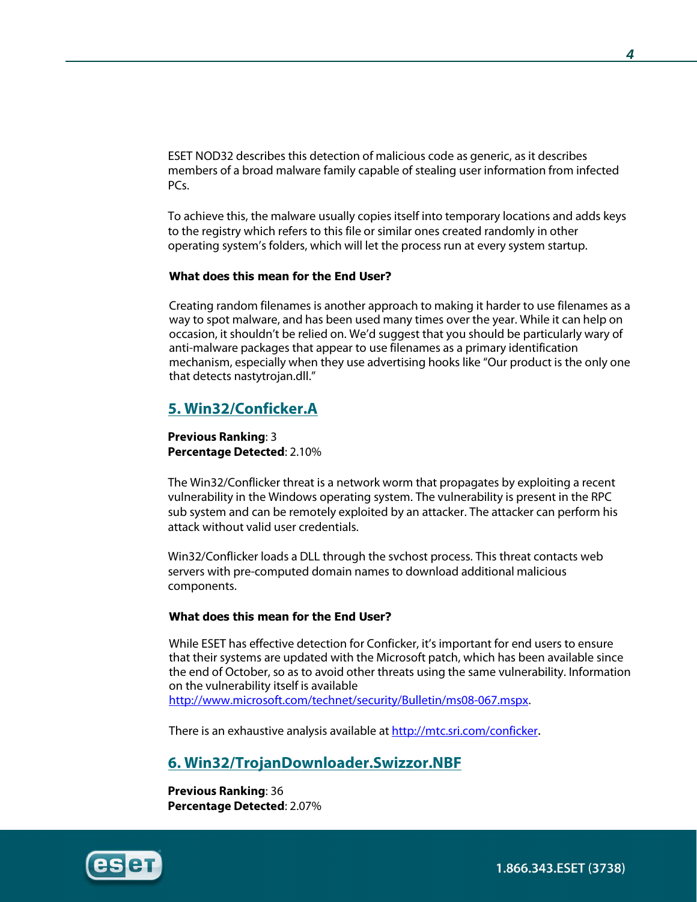ESET NOD32 describes this detection of malicious code as generic, as it describes members of a broad malware family capable of stealing user information from infected PCs.

To achieve this, the malware usually copies itself into temporary locations and adds keys to the registry which refers to this file or similar ones created randomly in other operating system's folders, which will let the process run at every system startup.

**What does this mean for the End User?**

Creating random filenames is another approach to making it harder to use filenames as a way to spot malware, and has been used many times over the year. While it can help on occasion, it shouldn't be relied on. We'd suggest that you should be particularly wary of anti-malware packages that appear to use filenames as a primary identification mechanism, especially when they use advertising hooks like "Our product is the only one that detects nastytrojan.dll."

## 5. Win32/Conficker.A

**Previous Ranking**: 3
**Percentage Detected**: 2.10%

The Win32/Conflicker threat is a network worm that propagates by exploiting a recent vulnerability in the Windows operating system. The vulnerability is present in the RPC sub system and can be remotely exploited by an attacker. The attacker can perform his attack without valid user credentials.

Win32/Conflicker loads a DLL through the svchost process. This threat contacts web servers with pre-computed domain names to download additional malicious components.

**What does this mean for the End User?**

While ESET has effective detection for Conficker, it's important for end users to ensure that their systems are updated with the Microsoft patch, which has been available since the end of October, so as to avoid other threats using the same vulnerability. Information on the vulnerability itself is available http://www.microsoft.com/technet/security/Bulletin/ms08-067.mspx.

There is an exhaustive analysis available at http://mtc.sri.com/conficker.

## 6. Win32/TrojanDownloader.Swizzor.NBF

**Previous Ranking**: 36
**Percentage Detected**: 2.07%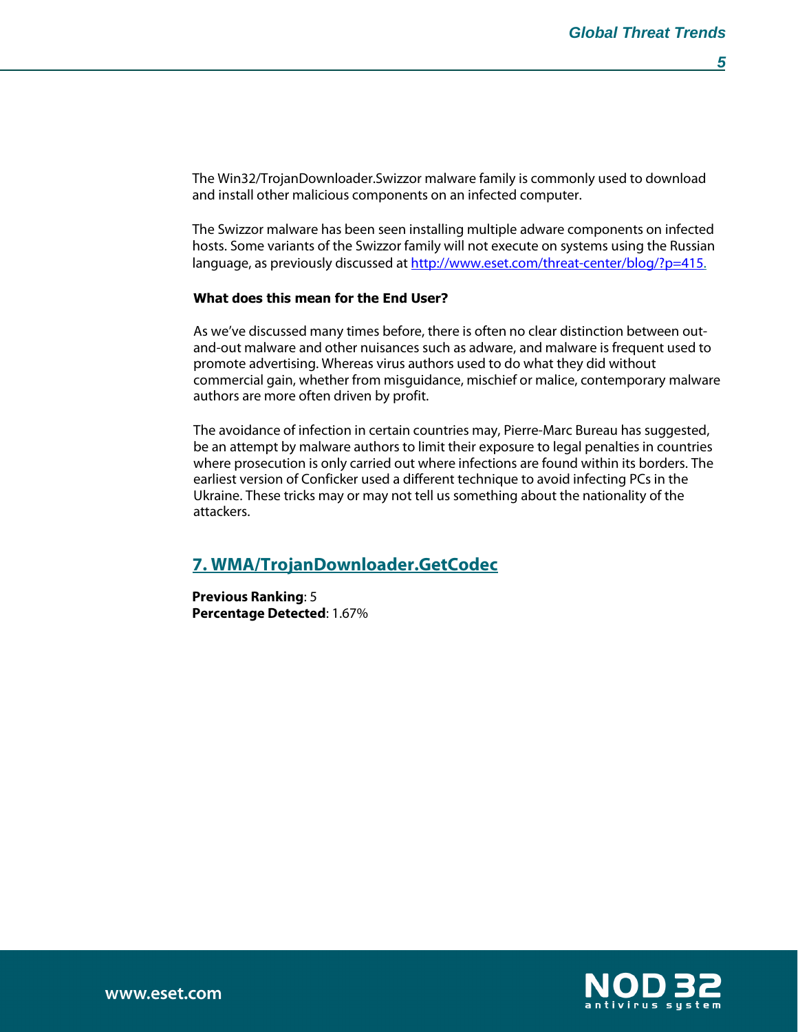The Win32/TrojanDownloader.Swizzor malware family is commonly used to download and install other malicious components on an infected computer.

The Swizzor malware has been seen installing multiple adware components on infected hosts. Some variants of the Swizzor family will not execute on systems using the Russian language, as previously discussed at [http://www.eset.com/threat-center/blog/?p=415.](http://www.eset.com/threat-center/blog/?p=415)

**What does this mean for the End User?**

As we've discussed many times before, there is often no clear distinction between out-and-out malware and other nuisances such as adware, and malware is frequent used to promote advertising. Whereas virus authors used to do what they did without commercial gain, whether from misguidance, mischief or malice, contemporary malware authors are more often driven by profit.

The avoidance of infection in certain countries may, Pierre-Marc Bureau has suggested, be an attempt by malware authors to limit their exposure to legal penalties in countries where prosecution is only carried out where infections are found within its borders. The earliest version of Conficker used a different technique to avoid infecting PCs in the Ukraine. These tricks may or may not tell us something about the nationality of the attackers.

## 7. WMA/TrojanDownloader.GetCodec

**Previous Ranking**: 5
**Percentage Detected**: 1.67%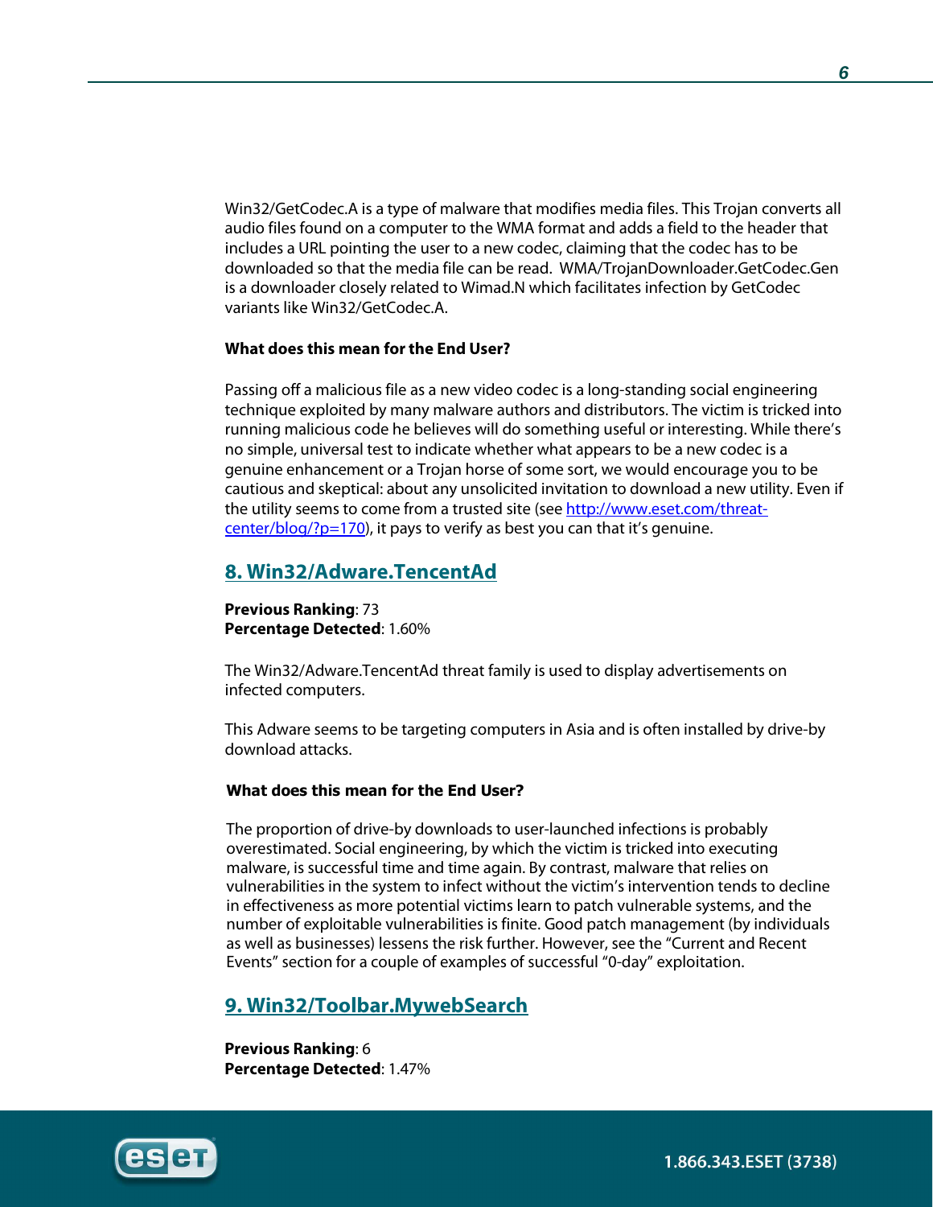Win32/GetCodec.A is a type of malware that modifies media files. This Trojan converts all audio files found on a computer to the WMA format and adds a field to the header that includes a URL pointing the user to a new codec, claiming that the codec has to be downloaded so that the media file can be read. WMA/TrojanDownloader.GetCodec.Gen is a downloader closely related to Wimad.N which facilitates infection by GetCodec variants like Win32/GetCodec.A.

**What does this mean for the End User?**

Passing off a malicious file as a new video codec is a long-standing social engineering technique exploited by many malware authors and distributors. The victim is tricked into running malicious code he believes will do something useful or interesting. While there's no simple, universal test to indicate whether what appears to be a new codec is a genuine enhancement or a Trojan horse of some sort, we would encourage you to be cautious and skeptical: about any unsolicited invitation to download a new utility. Even if the utility seems to come from a trusted site (see [http://www.eset.com/threat-center/blog/?p=170](http://www.eset.com/threat-center/blog/?p=170)), it pays to verify as best you can that it's genuine.

## 8. Win32/Adware.TencentAd

**Previous Ranking**: 73
**Percentage Detected**: 1.60%

The Win32/Adware.TencentAd threat family is used to display advertisements on infected computers.

This Adware seems to be targeting computers in Asia and is often installed by drive-by download attacks.

**What does this mean for the End User?**

The proportion of drive-by downloads to user-launched infections is probably overestimated. Social engineering, by which the victim is tricked into executing malware, is successful time and time again. By contrast, malware that relies on vulnerabilities in the system to infect without the victim's intervention tends to decline in effectiveness as more potential victims learn to patch vulnerable systems, and the number of exploitable vulnerabilities is finite. Good patch management (by individuals as well as businesses) lessens the risk further. However, see the "Current and Recent Events" section for a couple of examples of successful "0-day" exploitation.

## 9. Win32/Toolbar.MywebSearch

**Previous Ranking**: 6
**Percentage Detected**: 1.47%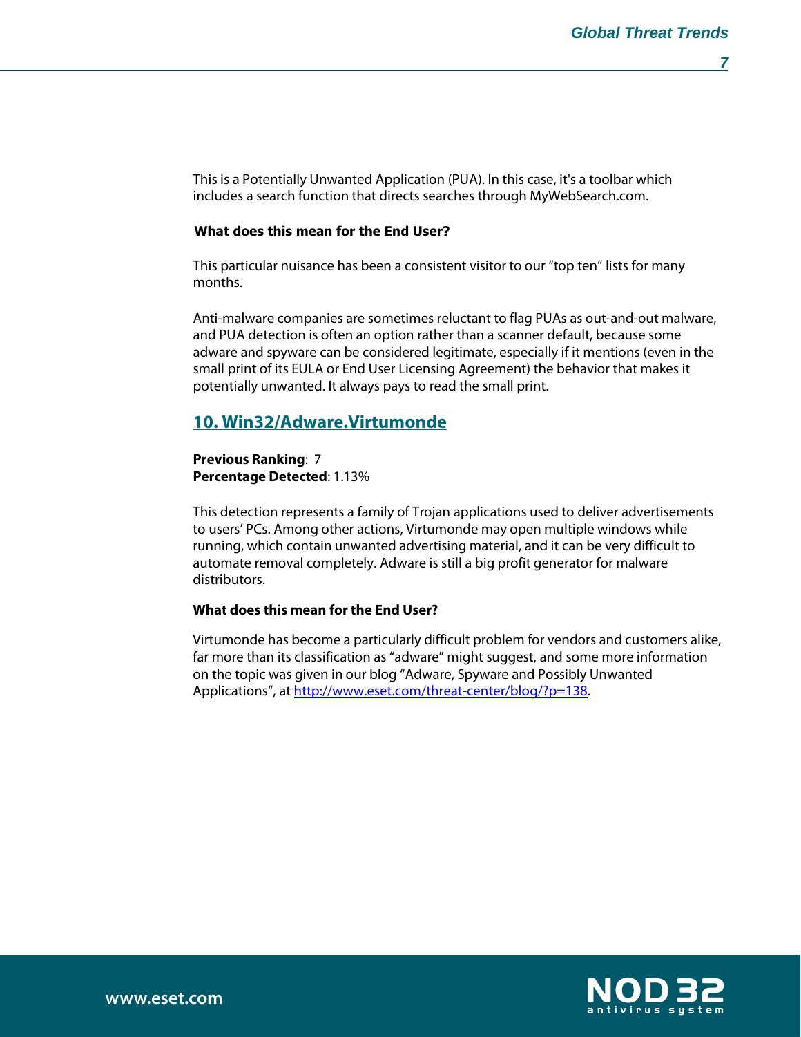This is a Potentially Unwanted Application (PUA). In this case, it's a toolbar which includes a search function that directs searches through MyWebSearch.com.

**What does this mean for the End User?**

This particular nuisance has been a consistent visitor to our "top ten" lists for many months.

Anti-malware companies are sometimes reluctant to flag PUAs as out-and-out malware, and PUA detection is often an option rather than a scanner default, because some adware and spyware can be considered legitimate, especially if it mentions (even in the small print of its EULA or End User Licensing Agreement) the behavior that makes it potentially unwanted. It always pays to read the small print.

## 10. Win32/Adware.Virtumonde

**Previous Ranking**: 7
**Percentage Detected**: 1.13%

This detection represents a family of Trojan applications used to deliver advertisements to users' PCs. Among other actions, Virtumonde may open multiple windows while running, which contain unwanted advertising material, and it can be very difficult to automate removal completely. Adware is still a big profit generator for malware distributors.

**What does this mean for the End User?**

Virtumonde has become a particularly difficult problem for vendors and customers alike, far more than its classification as "adware" might suggest, and some more information on the topic was given in our blog "Adware, Spyware and Possibly Unwanted Applications", at http://www.eset.com/threat-center/blog/?p=138.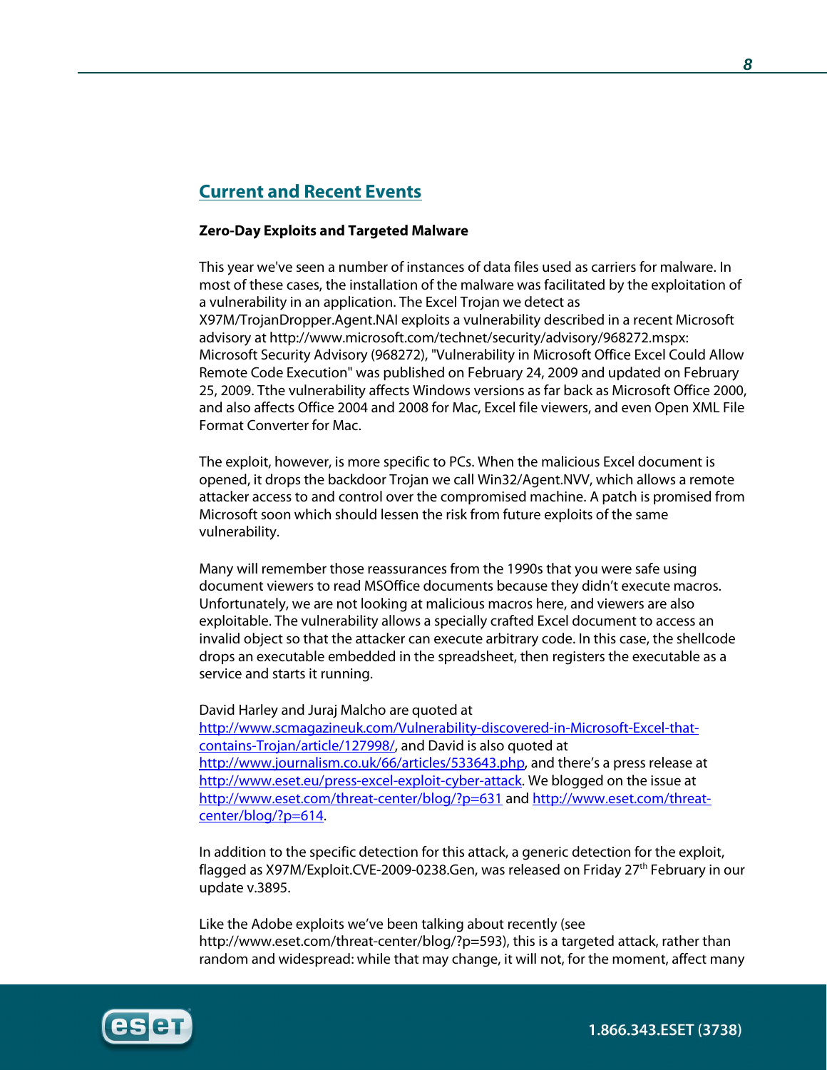## Current and Recent Events

**Zero-Day Exploits and Targeted Malware**

This year we've seen a number of instances of data files used as carriers for malware. In most of these cases, the installation of the malware was facilitated by the exploitation of a vulnerability in an application. The Excel Trojan we detect as X97M/TrojanDropper.Agent.NAI exploits a vulnerability described in a recent Microsoft advisory at http://www.microsoft.com/technet/security/advisory/968272.mspx: Microsoft Security Advisory (968272), "Vulnerability in Microsoft Office Excel Could Allow Remote Code Execution" was published on February 24, 2009 and updated on February 25, 2009. Tthe vulnerability affects Windows versions as far back as Microsoft Office 2000, and also affects Office 2004 and 2008 for Mac, Excel file viewers, and even Open XML File Format Converter for Mac.

The exploit, however, is more specific to PCs. When the malicious Excel document is opened, it drops the backdoor Trojan we call Win32/Agent.NVV, which allows a remote attacker access to and control over the compromised machine. A patch is promised from Microsoft soon which should lessen the risk from future exploits of the same vulnerability.

Many will remember those reassurances from the 1990s that you were safe using document viewers to read MSOffice documents because they didn't execute macros. Unfortunately, we are not looking at malicious macros here, and viewers are also exploitable. The vulnerability allows a specially crafted Excel document to access an invalid object so that the attacker can execute arbitrary code. In this case, the shellcode drops an executable embedded in the spreadsheet, then registers the executable as a service and starts it running.

David Harley and Juraj Malcho are quoted at http://www.scmagazineuk.com/Vulnerability-discovered-in-Microsoft-Excel-that-contains-Trojan/article/127998/, and David is also quoted at http://www.journalism.co.uk/66/articles/533643.php, and there's a press release at http://www.eset.eu/press-excel-exploit-cyber-attack. We blogged on the issue at http://www.eset.com/threat-center/blog/?p=631 and http://www.eset.com/threat-center/blog/?p=614.

In addition to the specific detection for this attack, a generic detection for the exploit, flagged as X97M/Exploit.CVE-2009-0238.Gen, was released on Friday 27th February in our update v.3895.

Like the Adobe exploits we've been talking about recently (see http://www.eset.com/threat-center/blog/?p=593), this is a targeted attack, rather than random and widespread: while that may change, it will not, for the moment, affect many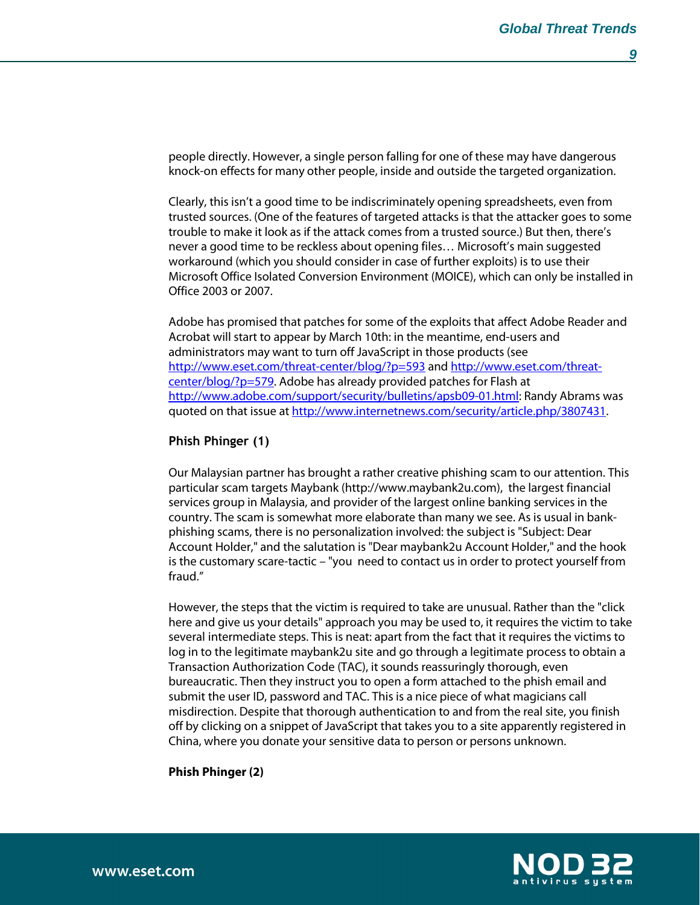people directly. However, a single person falling for one of these may have dangerous knock-on effects for many other people, inside and outside the targeted organization.

Clearly, this isn't a good time to be indiscriminately opening spreadsheets, even from trusted sources. (One of the features of targeted attacks is that the attacker goes to some trouble to make it look as if the attack comes from a trusted source.) But then, there's never a good time to be reckless about opening files… Microsoft's main suggested workaround (which you should consider in case of further exploits) is to use their Microsoft Office Isolated Conversion Environment (MOICE), which can only be installed in Office 2003 or 2007.

Adobe has promised that patches for some of the exploits that affect Adobe Reader and Acrobat will start to appear by March 10th: in the meantime, end-users and administrators may want to turn off JavaScript in those products (see [http://www.eset.com/threat-center/blog/?p=593](http://www.eset.com/threat-center/blog/?p=593) and [http://www.eset.com/threat-center/blog/?p=579](http://www.eset.com/threat-center/blog/?p=579). Adobe has already provided patches for Flash at [http://www.adobe.com/support/security/bulletins/apsb09-01.html](http://www.adobe.com/support/security/bulletins/apsb09-01.html): Randy Abrams was quoted on that issue at [http://www.internetnews.com/security/article.php/3807431](http://www.internetnews.com/security/article.php/3807431).

### Phish Phinger (1)

Our Malaysian partner has brought a rather creative phishing scam to our attention. This particular scam targets Maybank (http://www.maybank2u.com), the largest financial services group in Malaysia, and provider of the largest online banking services in the country. The scam is somewhat more elaborate than many we see. As is usual in bank-phishing scams, there is no personalization involved: the subject is "Subject: Dear Account Holder," and the salutation is "Dear maybank2u Account Holder," and the hook is the customary scare-tactic – "you need to contact us in order to protect yourself from fraud."

However, the steps that the victim is required to take are unusual. Rather than the "click here and give us your details" approach you may be used to, it requires the victim to take several intermediate steps. This is neat: apart from the fact that it requires the victims to log in to the legitimate maybank2u site and go through a legitimate process to obtain a Transaction Authorization Code (TAC), it sounds reassuringly thorough, even bureaucratic. Then they instruct you to open a form attached to the phish email and submit the user ID, password and TAC. This is a nice piece of what magicians call misdirection. Despite that thorough authentication to and from the real site, you finish off by clicking on a snippet of JavaScript that takes you to a site apparently registered in China, where you donate your sensitive data to person or persons unknown.

### Phish Phinger (2)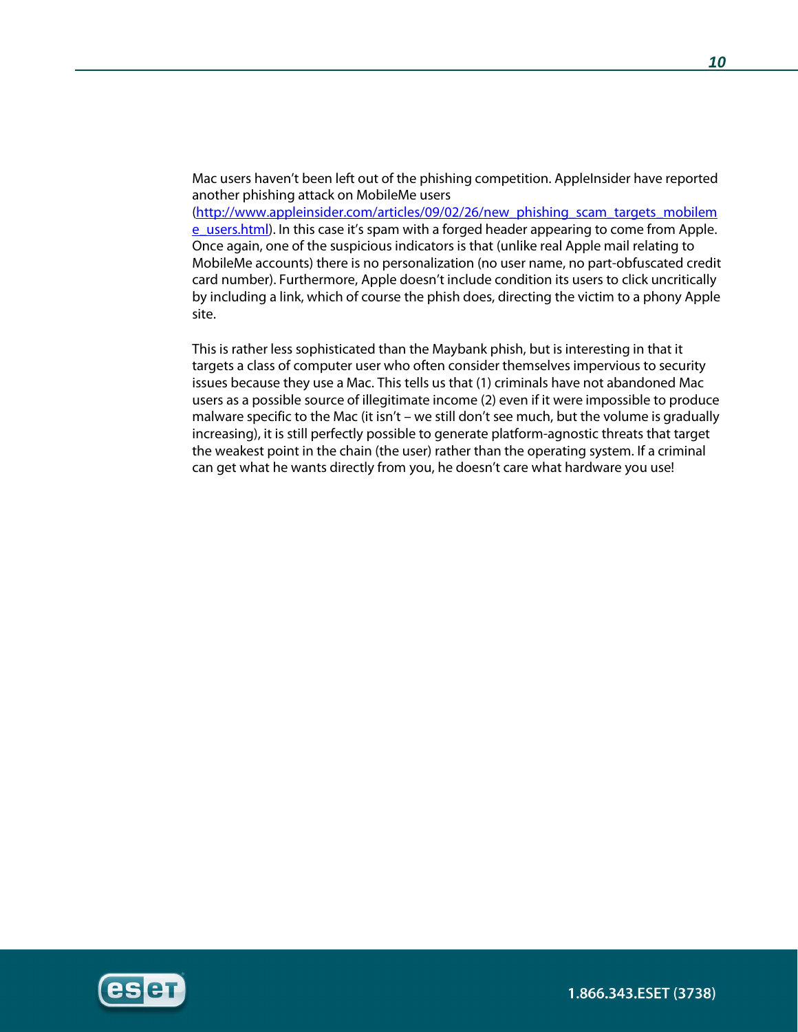Mac users haven't been left out of the phishing competition. AppleInsider have reported another phishing attack on MobileMe users (http://www.appleinsider.com/articles/09/02/26/new_phishing_scam_targets_mobileme_users.html). In this case it's spam with a forged header appearing to come from Apple. Once again, one of the suspicious indicators is that (unlike real Apple mail relating to MobileMe accounts) there is no personalization (no user name, no part-obfuscated credit card number). Furthermore, Apple doesn't include condition its users to click uncritically by including a link, which of course the phish does, directing the victim to a phony Apple site.

This is rather less sophisticated than the Maybank phish, but is interesting in that it targets a class of computer user who often consider themselves impervious to security issues because they use a Mac. This tells us that (1) criminals have not abandoned Mac users as a possible source of illegitimate income (2) even if it were impossible to produce malware specific to the Mac (it isn't – we still don't see much, but the volume is gradually increasing), it is still perfectly possible to generate platform-agnostic threats that target the weakest point in the chain (the user) rather than the operating system. If a criminal can get what he wants directly from you, he doesn't care what hardware you use!